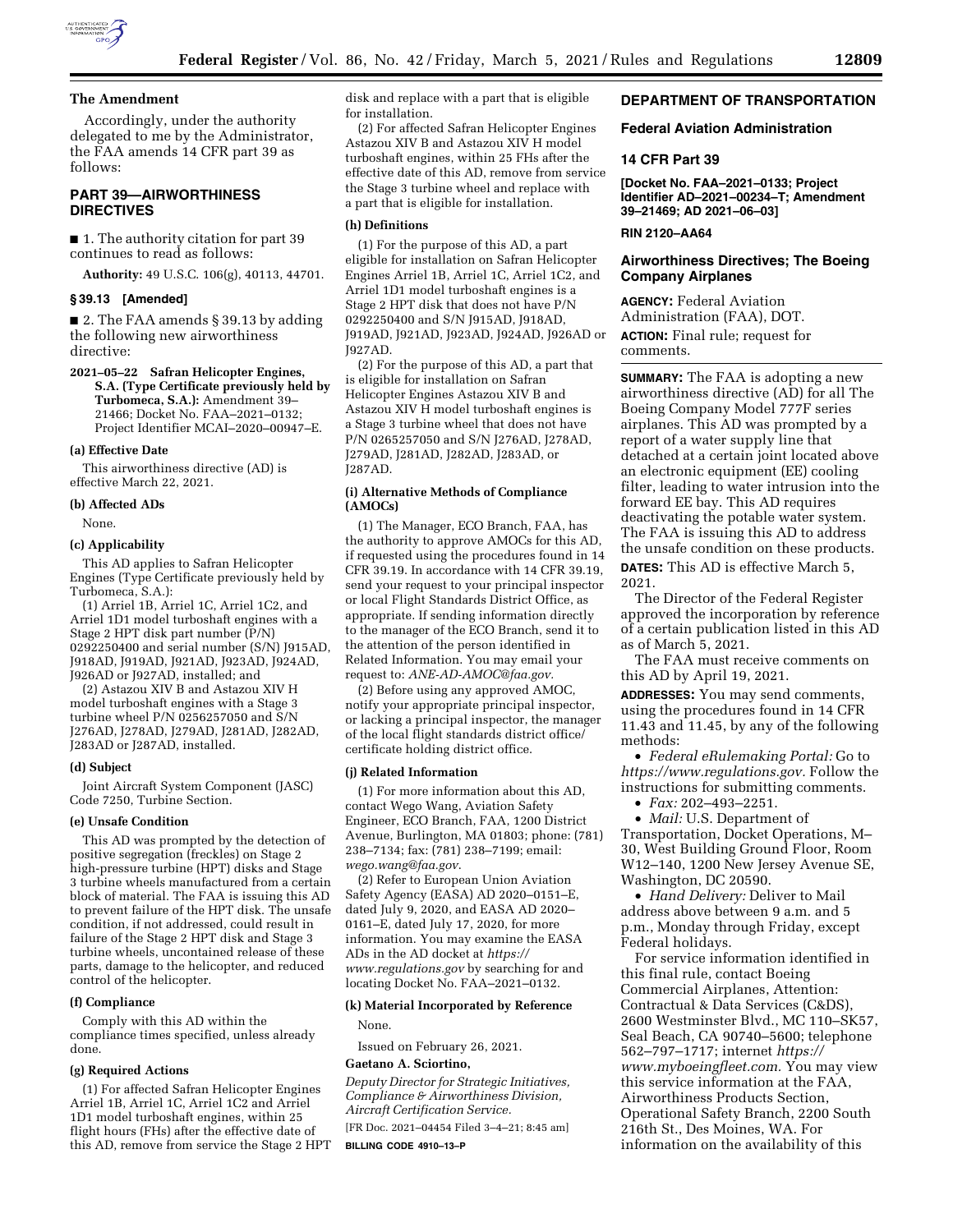## The Amendment

Accordingly, under the authority delegated to me by the Administrator, the FAA amends 14 CFR part 39 as follows:

## PART 39—AIRWORTHINESS DIRECTIVES

■ 1. The authority citation for part 39 continues to read as follows:

**Authority:** 49 U.S.C. 106(g), 40113, 44701.

### § 39.13 [Amended]

■ 2. The FAA amends § 39.13 by adding the following new airworthiness directive:

**2021–05–22 Safran Helicopter Engines, S.A. (Type Certificate previously held by Turbomeca, S.A.):** Amendment 39–21466; Docket No. FAA–2021–0132; Project Identifier MCAI–2020–00947–E.

#### (a) Effective Date

This airworthiness directive (AD) is effective March 22, 2021.

#### (b) Affected ADs

None.

#### (c) Applicability

This AD applies to Safran Helicopter Engines (Type Certificate previously held by Turbomeca, S.A.):

(1) Arriel 1B, Arriel 1C, Arriel 1C2, and Arriel 1D1 model turboshaft engines with a Stage 2 HPT disk part number (P/N) 0292250400 and serial number (S/N) J915AD, J918AD, J919AD, J921AD, J923AD, J924AD, J926AD or J927AD, installed; and

(2) Astazou XIV B and Astazou XIV H model turboshaft engines with a Stage 3 turbine wheel P/N 0256257050 and S/N J276AD, J278AD, J279AD, J281AD, J282AD, J283AD or J287AD, installed.

#### (d) Subject

Joint Aircraft System Component (JASC) Code 7250, Turbine Section.

#### (e) Unsafe Condition

This AD was prompted by the detection of positive segregation (freckles) on Stage 2 high-pressure turbine (HPT) disks and Stage 3 turbine wheels manufactured from a certain block of material. The FAA is issuing this AD to prevent failure of the HPT disk. The unsafe condition, if not addressed, could result in failure of the Stage 2 HPT disk and Stage 3 turbine wheels, uncontained release of these parts, damage to the helicopter, and reduced control of the helicopter.

#### (f) Compliance

Comply with this AD within the compliance times specified, unless already done.

#### (g) Required Actions

(1) For affected Safran Helicopter Engines Arriel 1B, Arriel 1C, Arriel 1C2 and Arriel 1D1 model turboshaft engines, within 25 flight hours (FHs) after the effective date of this AD, remove from service the Stage 2 HPT disk and replace with a part that is eligible for installation.

(2) For affected Safran Helicopter Engines Astazou XIV B and Astazou XIV H model turboshaft engines, within 25 FHs after the effective date of this AD, remove from service the Stage 3 turbine wheel and replace with a part that is eligible for installation.

#### (h) Definitions

(1) For the purpose of this AD, a part eligible for installation on Safran Helicopter Engines Arriel 1B, Arriel 1C, Arriel 1C2, and Arriel 1D1 model turboshaft engines is a Stage 2 HPT disk that does not have P/N 0292250400 and S/N J915AD, J918AD, J919AD, J921AD, J923AD, J924AD, J926AD or J927AD.

(2) For the purpose of this AD, a part that is eligible for installation on Safran Helicopter Engines Astazou XIV B and Astazou XIV H model turboshaft engines is a Stage 3 turbine wheel that does not have P/N 0265257050 and S/N J276AD, J278AD, J279AD, J281AD, J282AD, J283AD, or J287AD.

#### (i) Alternative Methods of Compliance (AMOCs)

(1) The Manager, ECO Branch, FAA, has the authority to approve AMOCs for this AD, if requested using the procedures found in 14 CFR 39.19. In accordance with 14 CFR 39.19, send your request to your principal inspector or local Flight Standards District Office, as appropriate. If sending information directly to the manager of the ECO Branch, send it to the attention of the person identified in Related Information. You may email your request to: *ANE-AD-AMOC@faa.gov.*

(2) Before using any approved AMOC, notify your appropriate principal inspector, or lacking a principal inspector, the manager of the local flight standards district office/certificate holding district office.

#### (j) Related Information

(1) For more information about this AD, contact Wego Wang, Aviation Safety Engineer, ECO Branch, FAA, 1200 District Avenue, Burlington, MA 01803; phone: (781) 238–7134; fax: (781) 238–7199; email: *wego.wang@faa.gov*.

(2) Refer to European Union Aviation Safety Agency (EASA) AD 2020–0151–E, dated July 9, 2020, and EASA AD 2020–0161–E, dated July 17, 2020, for more information. You may examine the EASA ADs in the AD docket at *https://www.regulations.gov* by searching for and locating Docket No. FAA–2021–0132.

#### (k) Material Incorporated by Reference

None.

Issued on February 26, 2021.

**Gaetano A. Sciortino,**

*Deputy Director for Strategic Initiatives, Compliance & Airworthiness Division, Aircraft Certification Service.*

[FR Doc. 2021–04454 Filed 3–4–21; 8:45 am]

**BILLING CODE 4910–13–P**

## DEPARTMENT OF TRANSPORTATION

## Federal Aviation Administration

## 14 CFR Part 39

**[Docket No. FAA–2021–0133; Project Identifier AD–2021–00234–T; Amendment 39–21469; AD 2021–06–03]**

**RIN 2120–AA64**

## Airworthiness Directives; The Boeing Company Airplanes

**AGENCY:** Federal Aviation Administration (FAA), DOT.

**ACTION:** Final rule; request for comments.

**SUMMARY:** The FAA is adopting a new airworthiness directive (AD) for all The Boeing Company Model 777F series airplanes. This AD was prompted by a report of a water supply line that detached at a certain joint located above an electronic equipment (EE) cooling filter, leading to water intrusion into the forward EE bay. This AD requires deactivating the potable water system. The FAA is issuing this AD to address the unsafe condition on these products.

**DATES:** This AD is effective March 5, 2021.

The Director of the Federal Register approved the incorporation by reference of a certain publication listed in this AD as of March 5, 2021.

The FAA must receive comments on this AD by April 19, 2021.

**ADDRESSES:** You may send comments, using the procedures found in 14 CFR 11.43 and 11.45, by any of the following methods:

- *Federal eRulemaking Portal:* Go to *https://www.regulations.gov.* Follow the instructions for submitting comments.
- *Fax:* 202–493–2251.
- *Mail:* U.S. Department of Transportation, Docket Operations, M–30, West Building Ground Floor, Room W12–140, 1200 New Jersey Avenue SE, Washington, DC 20590.
- *Hand Delivery:* Deliver to Mail address above between 9 a.m. and 5 p.m., Monday through Friday, except Federal holidays.

For service information identified in this final rule, contact Boeing Commercial Airplanes, Attention: Contractual & Data Services (C&DS), 2600 Westminster Blvd., MC 110–SK57, Seal Beach, CA 90740–5600; telephone 562–797–1717; internet *https://www.myboeingfleet.com.* You may view this service information at the FAA, Airworthiness Products Section, Operational Safety Branch, 2200 South 216th St., Des Moines, WA. For information on the availability of this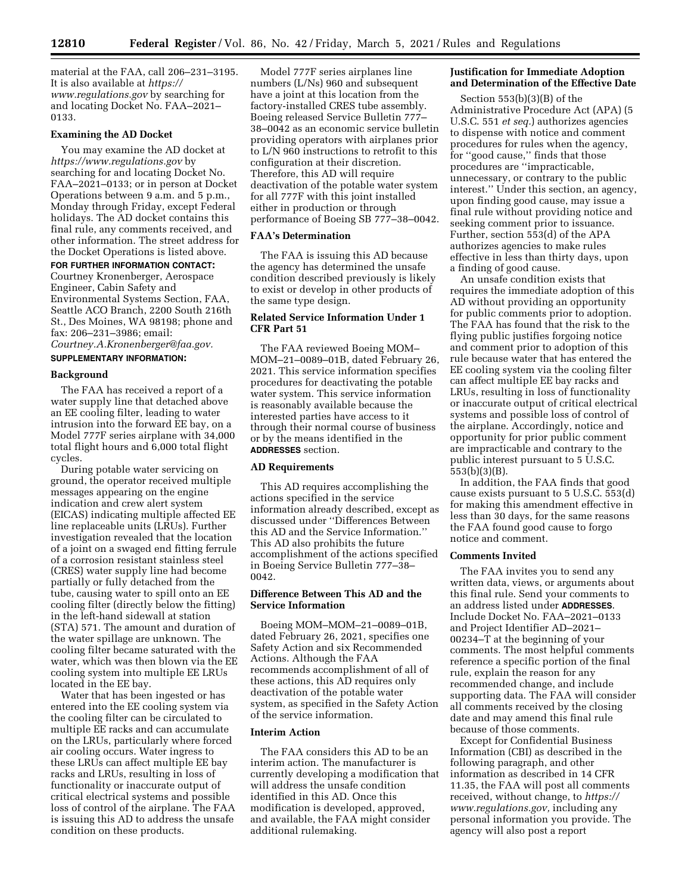material at the FAA, call 206–231–3195. It is also available at *https://www.regulations.gov* by searching for and locating Docket No. FAA–2021–0133.

### Examining the AD Docket

You may examine the AD docket at *https://www.regulations.gov* by searching for and locating Docket No. FAA–2021–0133; or in person at Docket Operations between 9 a.m. and 5 p.m., Monday through Friday, except Federal holidays. The AD docket contains this final rule, any comments received, and other information. The street address for the Docket Operations is listed above.

**FOR FURTHER INFORMATION CONTACT:** Courtney Kronenberger, Aerospace Engineer, Cabin Safety and Environmental Systems Section, FAA, Seattle ACO Branch, 2200 South 216th St., Des Moines, WA 98198; phone and fax: 206–231–3986; email: *Courtney.A.Kronenberger@faa.gov.*

**SUPPLEMENTARY INFORMATION:**

### Background

The FAA has received a report of a water supply line that detached above an EE cooling filter, leading to water intrusion into the forward EE bay, on a Model 777F series airplane with 34,000 total flight hours and 6,000 total flight cycles.

During potable water servicing on ground, the operator received multiple messages appearing on the engine indication and crew alert system (EICAS) indicating multiple affected EE line replaceable units (LRUs). Further investigation revealed that the location of a joint on a swaged end fitting ferrule of a corrosion resistant stainless steel (CRES) water supply line had become partially or fully detached from the tube, causing water to spill onto an EE cooling filter (directly below the fitting) in the left-hand sidewall at station (STA) 571. The amount and duration of the water spillage are unknown. The cooling filter became saturated with the water, which was then blown via the EE cooling system into multiple EE LRUs located in the EE bay.

Water that has been ingested or has entered into the EE cooling system via the cooling filter can be circulated to multiple EE racks and can accumulate on the LRUs, particularly where forced air cooling occurs. Water ingress to these LRUs can affect multiple EE bay racks and LRUs, resulting in loss of functionality or inaccurate output of critical electrical systems and possible loss of control of the airplane. The FAA is issuing this AD to address the unsafe condition on these products.

Model 777F series airplanes line numbers (L/Ns) 960 and subsequent have a joint at this location from the factory-installed CRES tube assembly. Boeing released Service Bulletin 777–38–0042 as an economic service bulletin providing operators with airplanes prior to L/N 960 instructions to retrofit to this configuration at their discretion. Therefore, this AD will require deactivation of the potable water system for all 777F with this joint installed either in production or through performance of Boeing SB 777–38–0042.

### FAA's Determination

The FAA is issuing this AD because the agency has determined the unsafe condition described previously is likely to exist or develop in other products of the same type design.

### Related Service Information Under 1 CFR Part 51

The FAA reviewed Boeing MOM–MOM–21–0089–01B, dated February 26, 2021. This service information specifies procedures for deactivating the potable water system. This service information is reasonably available because the interested parties have access to it through their normal course of business or by the means identified in the **ADDRESSES** section.

### AD Requirements

This AD requires accomplishing the actions specified in the service information already described, except as discussed under "Differences Between this AD and the Service Information." This AD also prohibits the future accomplishment of the actions specified in Boeing Service Bulletin 777–38–0042.

### Difference Between This AD and the Service Information

Boeing MOM–MOM–21–0089–01B, dated February 26, 2021, specifies one Safety Action and six Recommended Actions. Although the FAA recommends accomplishment of all of these actions, this AD requires only deactivation of the potable water system, as specified in the Safety Action of the service information.

### Interim Action

The FAA considers this AD to be an interim action. The manufacturer is currently developing a modification that will address the unsafe condition identified in this AD. Once this modification is developed, approved, and available, the FAA might consider additional rulemaking.

### Justification for Immediate Adoption and Determination of the Effective Date

Section 553(b)(3)(B) of the Administrative Procedure Act (APA) (5 U.S.C. 551 *et seq.*) authorizes agencies to dispense with notice and comment procedures for rules when the agency, for "good cause," finds that those procedures are "impracticable, unnecessary, or contrary to the public interest." Under this section, an agency, upon finding good cause, may issue a final rule without providing notice and seeking comment prior to issuance. Further, section 553(d) of the APA authorizes agencies to make rules effective in less than thirty days, upon a finding of good cause.

An unsafe condition exists that requires the immediate adoption of this AD without providing an opportunity for public comments prior to adoption. The FAA has found that the risk to the flying public justifies forgoing notice and comment prior to adoption of this rule because water that has entered the EE cooling system via the cooling filter can affect multiple EE bay racks and LRUs, resulting in loss of functionality or inaccurate output of critical electrical systems and possible loss of control of the airplane. Accordingly, notice and opportunity for prior public comment are impracticable and contrary to the public interest pursuant to 5 U.S.C. 553(b)(3)(B).

In addition, the FAA finds that good cause exists pursuant to 5 U.S.C. 553(d) for making this amendment effective in less than 30 days, for the same reasons the FAA found good cause to forgo notice and comment.

### Comments Invited

The FAA invites you to send any written data, views, or arguments about this final rule. Send your comments to an address listed under **ADDRESSES**. Include Docket No. FAA–2021–0133 and Project Identifier AD–2021–00234–T at the beginning of your comments. The most helpful comments reference a specific portion of the final rule, explain the reason for any recommended change, and include supporting data. The FAA will consider all comments received by the closing date and may amend this final rule because of those comments.

Except for Confidential Business Information (CBI) as described in the following paragraph, and other information as described in 14 CFR 11.35, the FAA will post all comments received, without change, to *https://www.regulations.gov,* including any personal information you provide. The agency will also post a report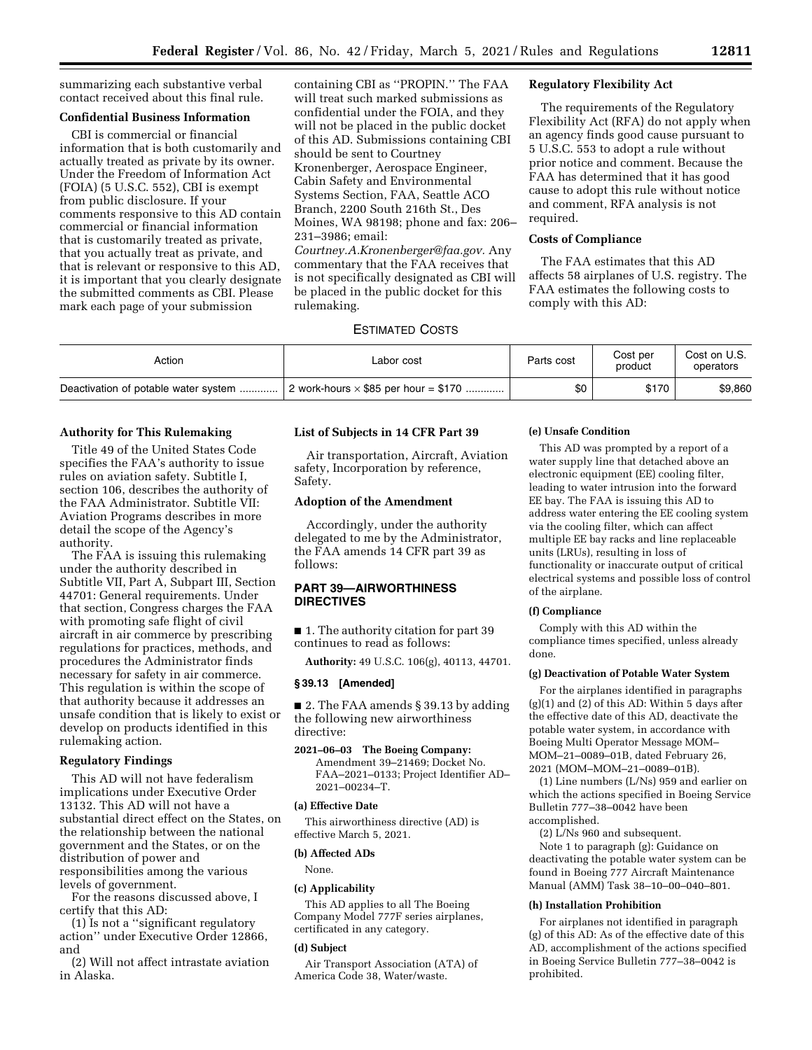summarizing each substantive verbal contact received about this final rule.

**Confidential Business Information**

CBI is commercial or financial information that is both customarily and actually treated as private by its owner. Under the Freedom of Information Act (FOIA) (5 U.S.C. 552), CBI is exempt from public disclosure. If your comments responsive to this AD contain commercial or financial information that is customarily treated as private, that you actually treat as private, and that is relevant or responsive to this AD, it is important that you clearly designate the submitted comments as CBI. Please mark each page of your submission containing CBI as ''PROPIN.'' The FAA will treat such marked submissions as confidential under the FOIA, and they will not be placed in the public docket of this AD. Submissions containing CBI should be sent to Courtney Kronenberger, Aerospace Engineer, Cabin Safety and Environmental Systems Section, FAA, Seattle ACO Branch, 2200 South 216th St., Des Moines, WA 98198; phone and fax: 206–231–3986; email: *Courtney.A.Kronenberger@faa.gov.* Any commentary that the FAA receives that is not specifically designated as CBI will be placed in the public docket for this rulemaking.

**Regulatory Flexibility Act**

The requirements of the Regulatory Flexibility Act (RFA) do not apply when an agency finds good cause pursuant to 5 U.S.C. 553 to adopt a rule without prior notice and comment. Because the FAA has determined that it has good cause to adopt this rule without notice and comment, RFA analysis is not required.

**Costs of Compliance**

The FAA estimates that this AD affects 58 airplanes of U.S. registry. The FAA estimates the following costs to comply with this AD:

ESTIMATED COSTS

| Action | Labor cost | Parts cost | Cost per product | Cost on U.S. operators |
|---|---|---|---|---|
| Deactivation of potable water system | 2 work-hours × $85 per hour = $170 | $0 | $170 | $9,860 |

**Authority for This Rulemaking**

Title 49 of the United States Code specifies the FAA's authority to issue rules on aviation safety. Subtitle I, section 106, describes the authority of the FAA Administrator. Subtitle VII: Aviation Programs describes in more detail the scope of the Agency's authority.

The FAA is issuing this rulemaking under the authority described in Subtitle VII, Part A, Subpart III, Section 44701: General requirements. Under that section, Congress charges the FAA with promoting safe flight of civil aircraft in air commerce by prescribing regulations for practices, methods, and procedures the Administrator finds necessary for safety in air commerce. This regulation is within the scope of that authority because it addresses an unsafe condition that is likely to exist or develop on products identified in this rulemaking action.

**Regulatory Findings**

This AD will not have federalism implications under Executive Order 13132. This AD will not have a substantial direct effect on the States, on the relationship between the national government and the States, or on the distribution of power and responsibilities among the various levels of government.

For the reasons discussed above, I certify that this AD:

(1) Is not a ''significant regulatory action'' under Executive Order 12866, and

(2) Will not affect intrastate aviation in Alaska.

**List of Subjects in 14 CFR Part 39**

Air transportation, Aircraft, Aviation safety, Incorporation by reference, Safety.

**Adoption of the Amendment**

Accordingly, under the authority delegated to me by the Administrator, the FAA amends 14 CFR part 39 as follows:

## PART 39—AIRWORTHINESS DIRECTIVES

■ 1. The authority citation for part 39 continues to read as follows:

**Authority:** 49 U.S.C. 106(g), 40113, 44701.

**§ 39.13 [Amended]**

■ 2. The FAA amends § 39.13 by adding the following new airworthiness directive:

**2021–06–03 The Boeing Company:** Amendment 39–21469; Docket No. FAA–2021–0133; Project Identifier AD–2021–00234–T.

**(a) Effective Date**

This airworthiness directive (AD) is effective March 5, 2021.

**(b) Affected ADs**

None.

**(c) Applicability**

This AD applies to all The Boeing Company Model 777F series airplanes, certificated in any category.

**(d) Subject**

Air Transport Association (ATA) of America Code 38, Water/waste.

**(e) Unsafe Condition**

This AD was prompted by a report of a water supply line that detached above an electronic equipment (EE) cooling filter, leading to water intrusion into the forward EE bay. The FAA is issuing this AD to address water entering the EE cooling system via the cooling filter, which can affect multiple EE bay racks and line replaceable units (LRUs), resulting in loss of functionality or inaccurate output of critical electrical systems and possible loss of control of the airplane.

**(f) Compliance**

Comply with this AD within the compliance times specified, unless already done.

**(g) Deactivation of Potable Water System**

For the airplanes identified in paragraphs (g)(1) and (2) of this AD: Within 5 days after the effective date of this AD, deactivate the potable water system, in accordance with Boeing Multi Operator Message MOM–MOM–21–0089–01B, dated February 26, 2021 (MOM–MOM–21–0089–01B).

(1) Line numbers (L/Ns) 959 and earlier on which the actions specified in Boeing Service Bulletin 777–38–0042 have been accomplished.

(2) L/Ns 960 and subsequent.

Note 1 to paragraph (g): Guidance on deactivating the potable water system can be found in Boeing 777 Aircraft Maintenance Manual (AMM) Task 38–10–00–040–801.

**(h) Installation Prohibition**

For airplanes not identified in paragraph (g) of this AD: As of the effective date of this AD, accomplishment of the actions specified in Boeing Service Bulletin 777–38–0042 is prohibited.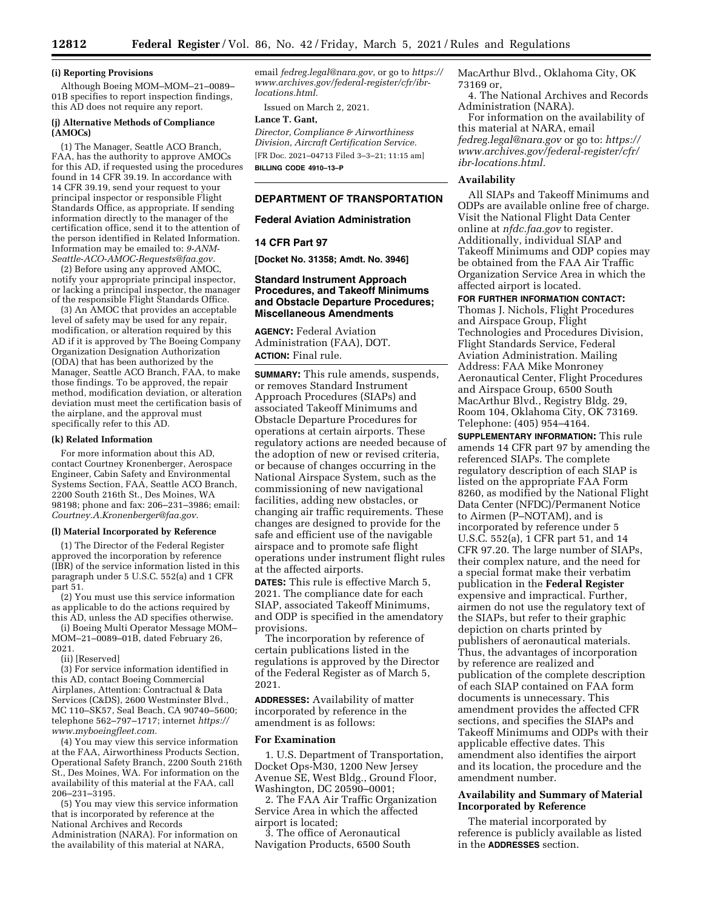#### (i) Reporting Provisions

Although Boeing MOM–MOM–21–0089–01B specifies to report inspection findings, this AD does not require any report.

#### (j) Alternative Methods of Compliance (AMOCs)

(1) The Manager, Seattle ACO Branch, FAA, has the authority to approve AMOCs for this AD, if requested using the procedures found in 14 CFR 39.19. In accordance with 14 CFR 39.19, send your request to your principal inspector or responsible Flight Standards Office, as appropriate. If sending information directly to the manager of the certification office, send it to the attention of the person identified in Related Information. Information may be emailed to: *9-ANM-Seattle-ACO-AMOC-Requests@faa.gov.*

(2) Before using any approved AMOC, notify your appropriate principal inspector, or lacking a principal inspector, the manager of the responsible Flight Standards Office.

(3) An AMOC that provides an acceptable level of safety may be used for any repair, modification, or alteration required by this AD if it is approved by The Boeing Company Organization Designation Authorization (ODA) that has been authorized by the Manager, Seattle ACO Branch, FAA, to make those findings. To be approved, the repair method, modification deviation, or alteration deviation must meet the certification basis of the airplane, and the approval must specifically refer to this AD.

#### (k) Related Information

For more information about this AD, contact Courtney Kronenberger, Aerospace Engineer, Cabin Safety and Environmental Systems Section, FAA, Seattle ACO Branch, 2200 South 216th St., Des Moines, WA 98198; phone and fax: 206–231–3986; email: *Courtney.A.Kronenberger@faa.gov.*

#### (l) Material Incorporated by Reference

(1) The Director of the Federal Register approved the incorporation by reference (IBR) of the service information listed in this paragraph under 5 U.S.C. 552(a) and 1 CFR part 51.

(2) You must use this service information as applicable to do the actions required by this AD, unless the AD specifies otherwise.

(i) Boeing Multi Operator Message MOM–MOM–21–0089–01B, dated February 26, 2021.

(ii) [Reserved]

(3) For service information identified in this AD, contact Boeing Commercial Airplanes, Attention: Contractual & Data Services (C&DS), 2600 Westminster Blvd., MC 110–SK57, Seal Beach, CA 90740–5600; telephone 562–797–1717; internet *https://www.myboeingfleet.com.*

(4) You may view this service information at the FAA, Airworthiness Products Section, Operational Safety Branch, 2200 South 216th St., Des Moines, WA. For information on the availability of this material at the FAA, call 206–231–3195.

(5) You may view this service information that is incorporated by reference at the National Archives and Records Administration (NARA). For information on the availability of this material at NARA, email *fedreg.legal@nara.gov,* or go to *https://www.archives.gov/federal-register/cfr/ibr-locations.html.*

Issued on March 2, 2021.

**Lance T. Gant,**

*Director, Compliance & Airworthiness Division, Aircraft Certification Service.*

[FR Doc. 2021–04713 Filed 3–3–21; 11:15 am]

**BILLING CODE 4910–13–P**

---

## DEPARTMENT OF TRANSPORTATION

## Federal Aviation Administration

## 14 CFR Part 97

**[Docket No. 31358; Amdt. No. 3946]**

## Standard Instrument Approach Procedures, and Takeoff Minimums and Obstacle Departure Procedures; Miscellaneous Amendments

**AGENCY:** Federal Aviation Administration (FAA), DOT.

**ACTION:** Final rule.

**SUMMARY:** This rule amends, suspends, or removes Standard Instrument Approach Procedures (SIAPs) and associated Takeoff Minimums and Obstacle Departure Procedures for operations at certain airports. These regulatory actions are needed because of the adoption of new or revised criteria, or because of changes occurring in the National Airspace System, such as the commissioning of new navigational facilities, adding new obstacles, or changing air traffic requirements. These changes are designed to provide for the safe and efficient use of the navigable airspace and to promote safe flight operations under instrument flight rules at the affected airports.

**DATES:** This rule is effective March 5, 2021. The compliance date for each SIAP, associated Takeoff Minimums, and ODP is specified in the amendatory provisions.

The incorporation by reference of certain publications listed in the regulations is approved by the Director of the Federal Register as of March 5, 2021.

**ADDRESSES:** Availability of matter incorporated by reference in the amendment is as follows:

### For Examination

1. U.S. Department of Transportation, Docket Ops-M30, 1200 New Jersey Avenue SE, West Bldg., Ground Floor, Washington, DC 20590–0001;

2. The FAA Air Traffic Organization Service Area in which the affected airport is located;

3. The office of Aeronautical Navigation Products, 6500 South MacArthur Blvd., Oklahoma City, OK 73169 or,

4. The National Archives and Records Administration (NARA).

For information on the availability of this material at NARA, email *fedreg.legal@nara.gov* or go to: *https://www.archives.gov/federal-register/cfr/ibr-locations.html.*

### Availability

All SIAPs and Takeoff Minimums and ODPs are available online free of charge. Visit the National Flight Data Center online at *nfdc.faa.gov* to register. Additionally, individual SIAP and Takeoff Minimums and ODP copies may be obtained from the FAA Air Traffic Organization Service Area in which the affected airport is located.

**FOR FURTHER INFORMATION CONTACT:** Thomas J. Nichols, Flight Procedures and Airspace Group, Flight Technologies and Procedures Division, Flight Standards Service, Federal Aviation Administration. Mailing Address: FAA Mike Monroney Aeronautical Center, Flight Procedures and Airspace Group, 6500 South MacArthur Blvd., Registry Bldg. 29, Room 104, Oklahoma City, OK 73169. Telephone: (405) 954–4164.

**SUPPLEMENTARY INFORMATION:** This rule amends 14 CFR part 97 by amending the referenced SIAPs. The complete regulatory description of each SIAP is listed on the appropriate FAA Form 8260, as modified by the National Flight Data Center (NFDC)/Permanent Notice to Airmen (P–NOTAM), and is incorporated by reference under 5 U.S.C. 552(a), 1 CFR part 51, and 14 CFR 97.20. The large number of SIAPs, their complex nature, and the need for a special format make their verbatim publication in the **Federal Register** expensive and impractical. Further, airmen do not use the regulatory text of the SIAPs, but refer to their graphic depiction on charts printed by publishers of aeronautical materials. Thus, the advantages of incorporation by reference are realized and publication of the complete description of each SIAP contained on FAA form documents is unnecessary. This amendment provides the affected CFR sections, and specifies the SIAPs and Takeoff Minimums and ODPs with their applicable effective dates. This amendment also identifies the airport and its location, the procedure and the amendment number.

### Availability and Summary of Material Incorporated by Reference

The material incorporated by reference is publicly available as listed in the **ADDRESSES** section.